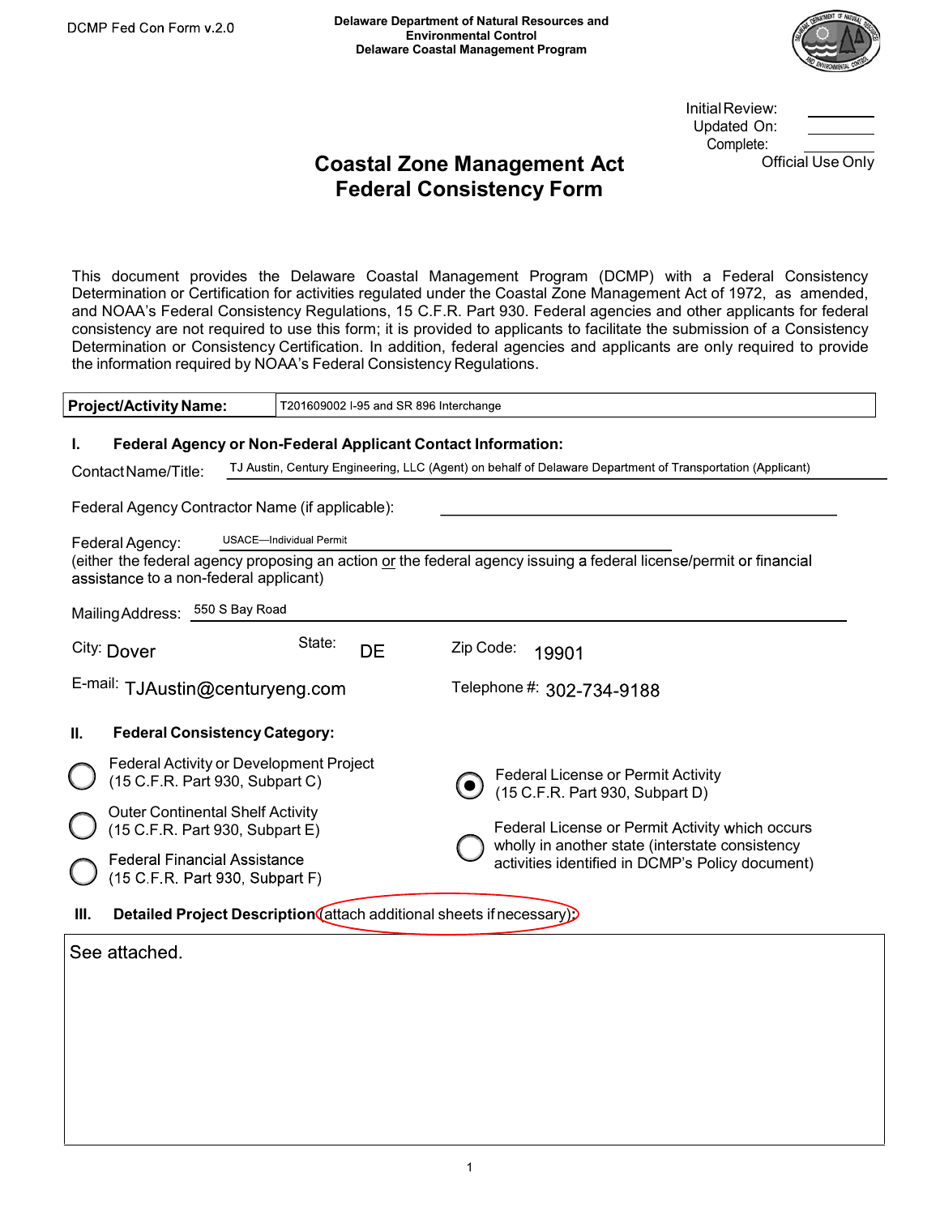DCMP Fed Con Form v.2.0

**Delaware Department of Natural Resources and Environmental Control**
**Delaware Coastal Management Program**

Initial Review: ________
Updated On: ________
Complete: ________
Official Use Only

# Coastal Zone Management Act Federal Consistency Form

This document provides the Delaware Coastal Management Program (DCMP) with a Federal Consistency Determination or Certification for activities regulated under the Coastal Zone Management Act of 1972, as amended, and NOAA's Federal Consistency Regulations, 15 C.F.R. Part 930. Federal agencies and other applicants for federal consistency are not required to use this form; it is provided to applicants to facilitate the submission of a Consistency Determination or Consistency Certification. In addition, federal agencies and applicants are only required to provide the information required by NOAA's Federal Consistency Regulations.

| **Project/Activity Name:** | T201609002 I-95 and SR 896 Interchange |
|---|---|

## I. Federal Agency or Non-Federal Applicant Contact Information:

Contact Name/Title: TJ Austin, Century Engineering, LLC (Agent) on behalf of Delaware Department of Transportation (Applicant)

Federal Agency Contractor Name (if applicable): ________

Federal Agency: USACE—Individual Permit
(either the federal agency proposing an action or the federal agency issuing a federal license/permit or financial assistance to a non-federal applicant)

Mailing Address: 550 S Bay Road

City: Dover    State: DE    Zip Code: 19901

E-mail: TJAustin@centuryeng.com    Telephone #: 302-734-9188

## II. Federal Consistency Category:

- ○ Federal Activity or Development Project (15 C.F.R. Part 930, Subpart C)
- ○ Outer Continental Shelf Activity (15 C.F.R. Part 930, Subpart E)
- ○ Federal Financial Assistance (15 C.F.R. Part 930, Subpart F)
- ◉ Federal License or Permit Activity (15 C.F.R. Part 930, Subpart D)
- ○ Federal License or Permit Activity which occurs wholly in another state (interstate consistency activities identified in DCMP's Policy document)

## III. Detailed Project Description (attach additional sheets if necessary):

See attached.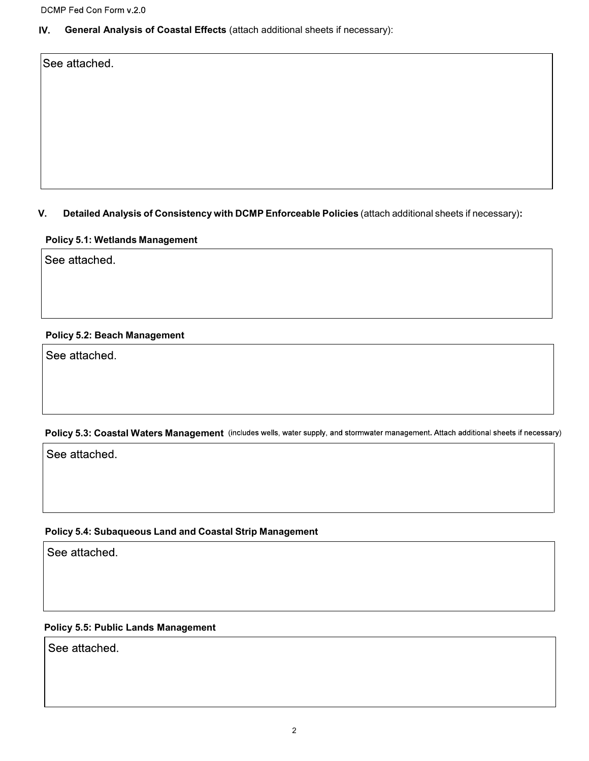## IV. General Analysis of Coastal Effects (attach additional sheets if necessary):

See attached.

## V. Detailed Analysis of Consistency with DCMP Enforceable Policies (attach additional sheets if necessary):

**Policy 5.1: Wetlands Management**

See attached.

**Policy 5.2: Beach Management**

See attached.

**Policy 5.3: Coastal Waters Management** (includes wells, water supply, and stormwater management. Attach additional sheets if necessary)

See attached.

**Policy 5.4: Subaqueous Land and Coastal Strip Management**

See attached.

**Policy 5.5: Public Lands Management**

See attached.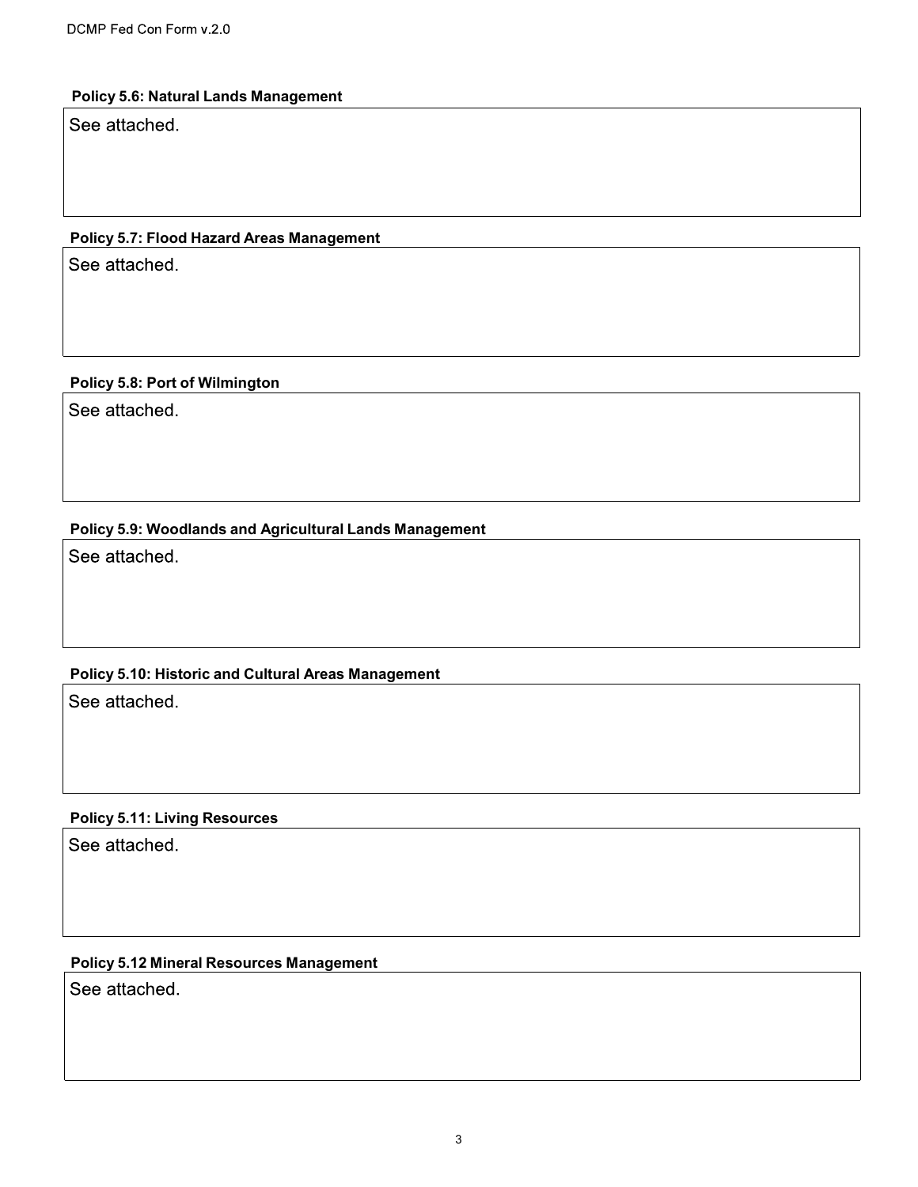**Policy 5.6: Natural Lands Management**

See attached.

**Policy 5.7: Flood Hazard Areas Management**

See attached.

**Policy 5.8: Port of Wilmington**

See attached.

**Policy 5.9: Woodlands and Agricultural Lands Management**

See attached.

**Policy 5.10: Historic and Cultural Areas Management**

See attached.

**Policy 5.11: Living Resources**

See attached.

**Policy 5.12 Mineral Resources Management**

See attached.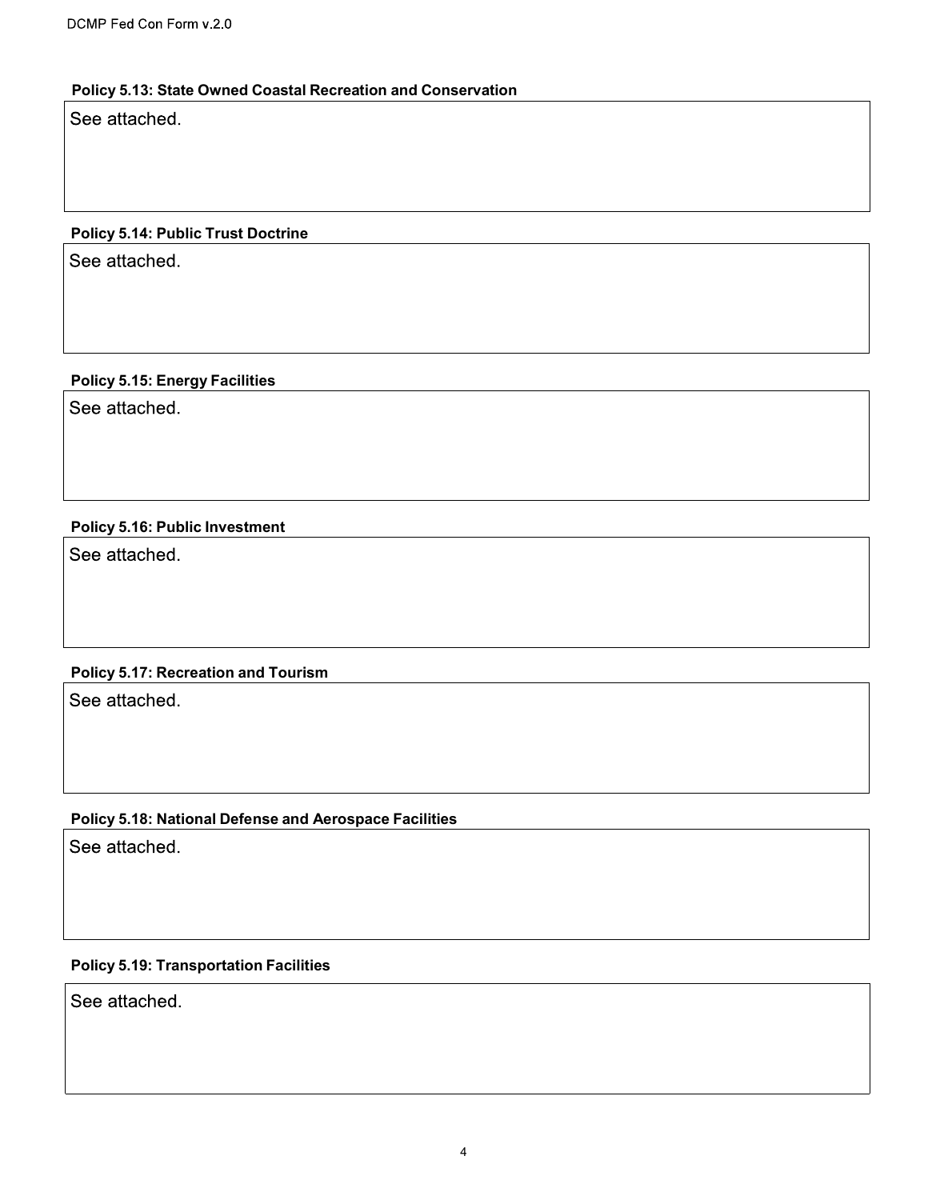**Policy 5.13: State Owned Coastal Recreation and Conservation**

See attached.

**Policy 5.14: Public Trust Doctrine**

See attached.

**Policy 5.15: Energy Facilities**

See attached.

**Policy 5.16: Public Investment**

See attached.

**Policy 5.17: Recreation and Tourism**

See attached.

**Policy 5.18: National Defense and Aerospace Facilities**

See attached.

**Policy 5.19: Transportation Facilities**

See attached.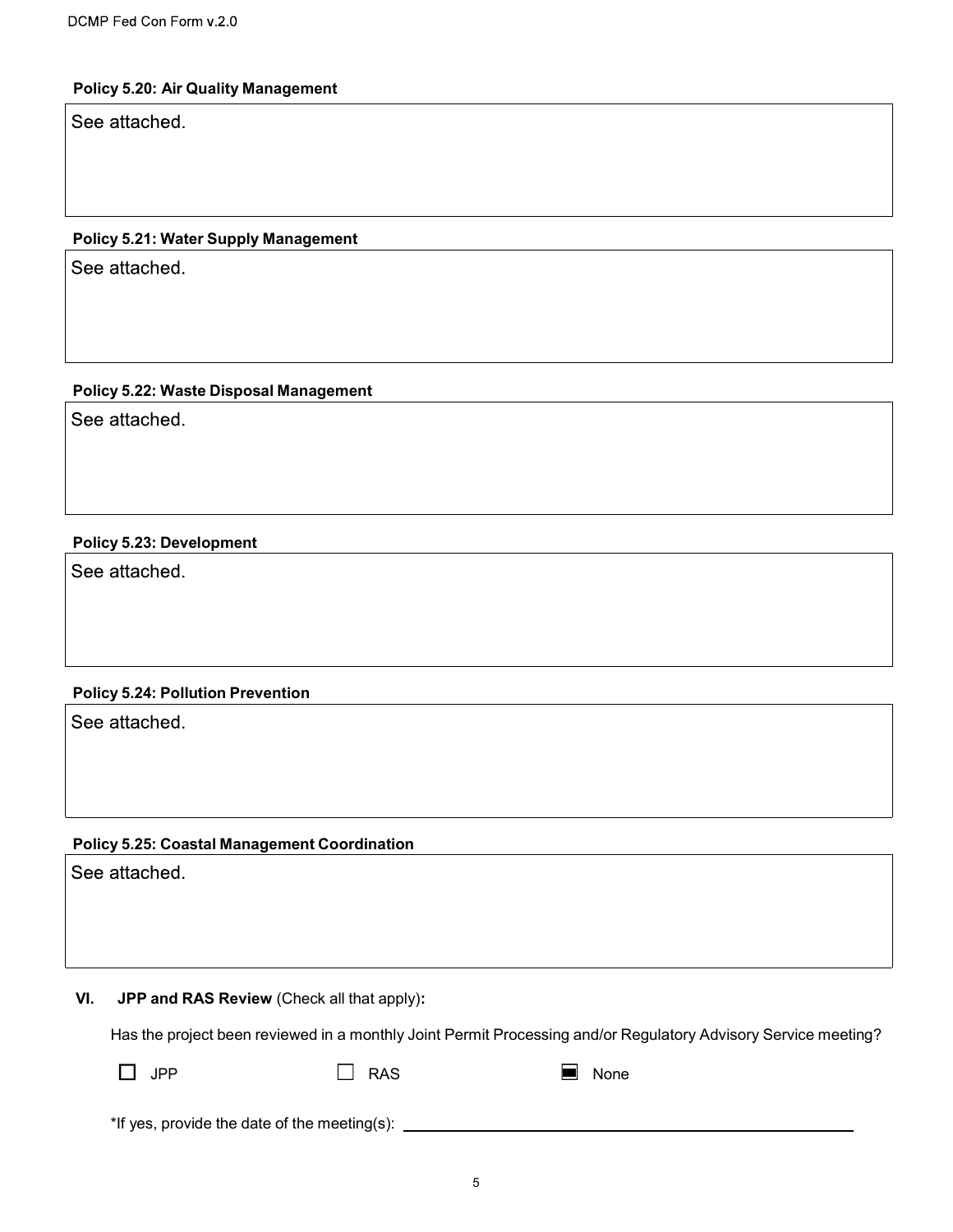**Policy 5.20: Air Quality Management**

See attached.

**Policy 5.21: Water Supply Management**

See attached.

**Policy 5.22: Waste Disposal Management**

See attached.

**Policy 5.23: Development**

See attached.

**Policy 5.24: Pollution Prevention**

See attached.

**Policy 5.25: Coastal Management Coordination**

See attached.

**VI. JPP and RAS Review** (Check all that apply)**:**

Has the project been reviewed in a monthly Joint Permit Processing and/or Regulatory Advisory Service meeting?

☐ JPP ☐ RAS ☒ None

*If yes, provide the date of the meeting(s): ______________________________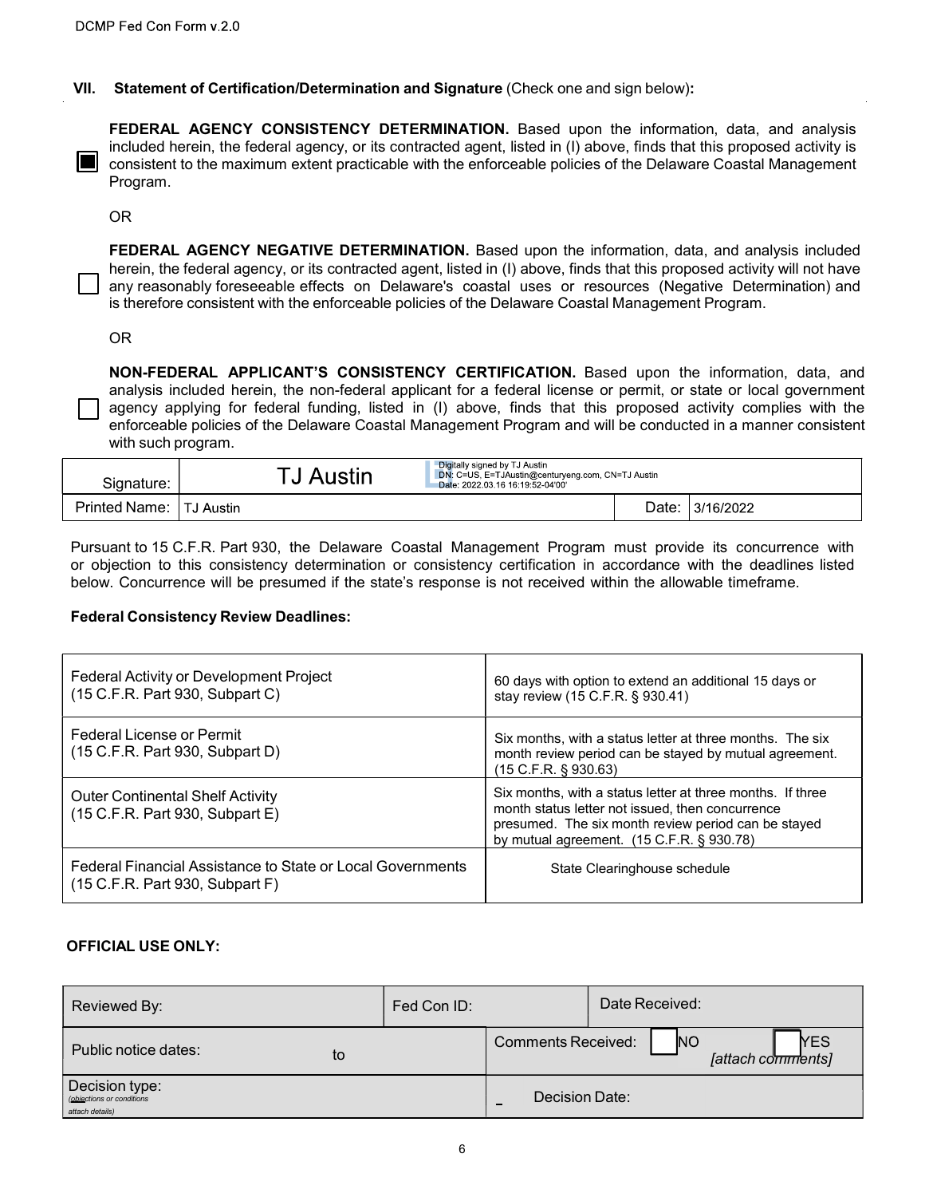DCMP Fed Con Form v.2.0

## VII. Statement of Certification/Determination and Signature (Check one and sign below):

☒ **FEDERAL AGENCY CONSISTENCY DETERMINATION.** Based upon the information, data, and analysis included herein, the federal agency, or its contracted agent, listed in (I) above, finds that this proposed activity is consistent to the maximum extent practicable with the enforceable policies of the Delaware Coastal Management Program.

OR

☐ **FEDERAL AGENCY NEGATIVE DETERMINATION.** Based upon the information, data, and analysis included herein, the federal agency, or its contracted agent, listed in (I) above, finds that this proposed activity will not have any reasonably foreseeable effects on Delaware's coastal uses or resources (Negative Determination) and is therefore consistent with the enforceable policies of the Delaware Coastal Management Program.

OR

☐ **NON-FEDERAL APPLICANT'S CONSISTENCY CERTIFICATION.** Based upon the information, data, and analysis included herein, the non-federal applicant for a federal license or permit, or state or local government agency applying for federal funding, listed in (I) above, finds that this proposed activity complies with the enforceable policies of the Delaware Coastal Management Program and will be conducted in a manner consistent with such program.

| Signature: | TJ Austin — Digitally signed by TJ Austin DN: C=US, E=TJAustin@centuryeng.com, CN=TJ Austin Date: 2022.03.16 16:19:52-04'00' | | |
|---|---|---|---|
| Printed Name: | TJ Austin | Date: | 3/16/2022 |

Pursuant to 15 C.F.R. Part 930, the Delaware Coastal Management Program must provide its concurrence with or objection to this consistency determination or consistency certification in accordance with the deadlines listed below. Concurrence will be presumed if the state's response is not received within the allowable timeframe.

**Federal Consistency Review Deadlines:**

| | |
|---|---|
| Federal Activity or Development Project (15 C.F.R. Part 930, Subpart C) | 60 days with option to extend an additional 15 days or stay review (15 C.F.R. § 930.41) |
| Federal License or Permit (15 C.F.R. Part 930, Subpart D) | Six months, with a status letter at three months. The six month review period can be stayed by mutual agreement. (15 C.F.R. § 930.63) |
| Outer Continental Shelf Activity (15 C.F.R. Part 930, Subpart E) | Six months, with a status letter at three months. If three month status letter not issued, then concurrence presumed. The six month review period can be stayed by mutual agreement. (15 C.F.R. § 930.78) |
| Federal Financial Assistance to State or Local Governments (15 C.F.R. Part 930, Subpart F) | State Clearinghouse schedule |

**OFFICIAL USE ONLY:**

| | | |
|---|---|---|
| Reviewed By: | Fed Con ID: | Date Received: |
| Public notice dates: to | Comments Received: ☐ NO ☐ YES *[attach comments]* | |
| Decision type: *(objections or conditions attach details)* | Decision Date: | |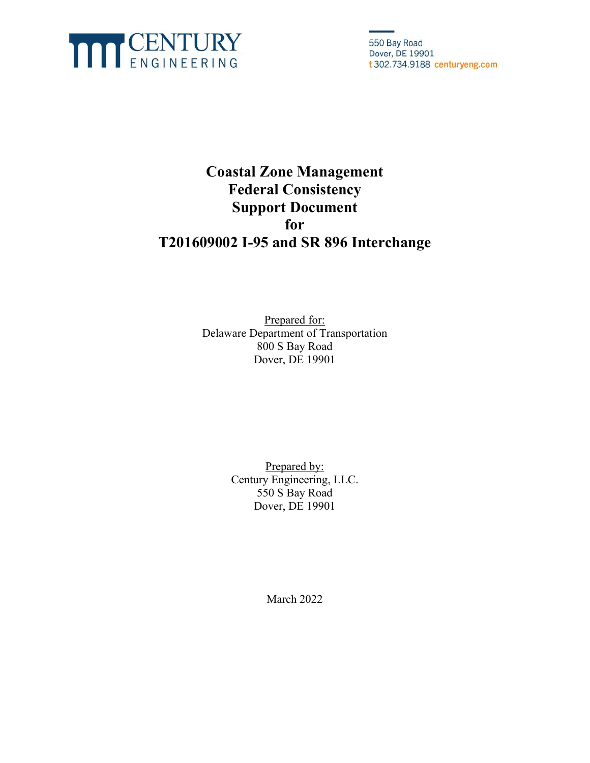CENTURY ENGINEERING

550 Bay Road
Dover, DE 19901
t 302.734.9188 centuryeng.com

# Coastal Zone Management Federal Consistency Support Document for T201609002 I-95 and SR 896 Interchange

Prepared for:
Delaware Department of Transportation
800 S Bay Road
Dover, DE 19901

Prepared by:
Century Engineering, LLC.
550 S Bay Road
Dover, DE 19901

March 2022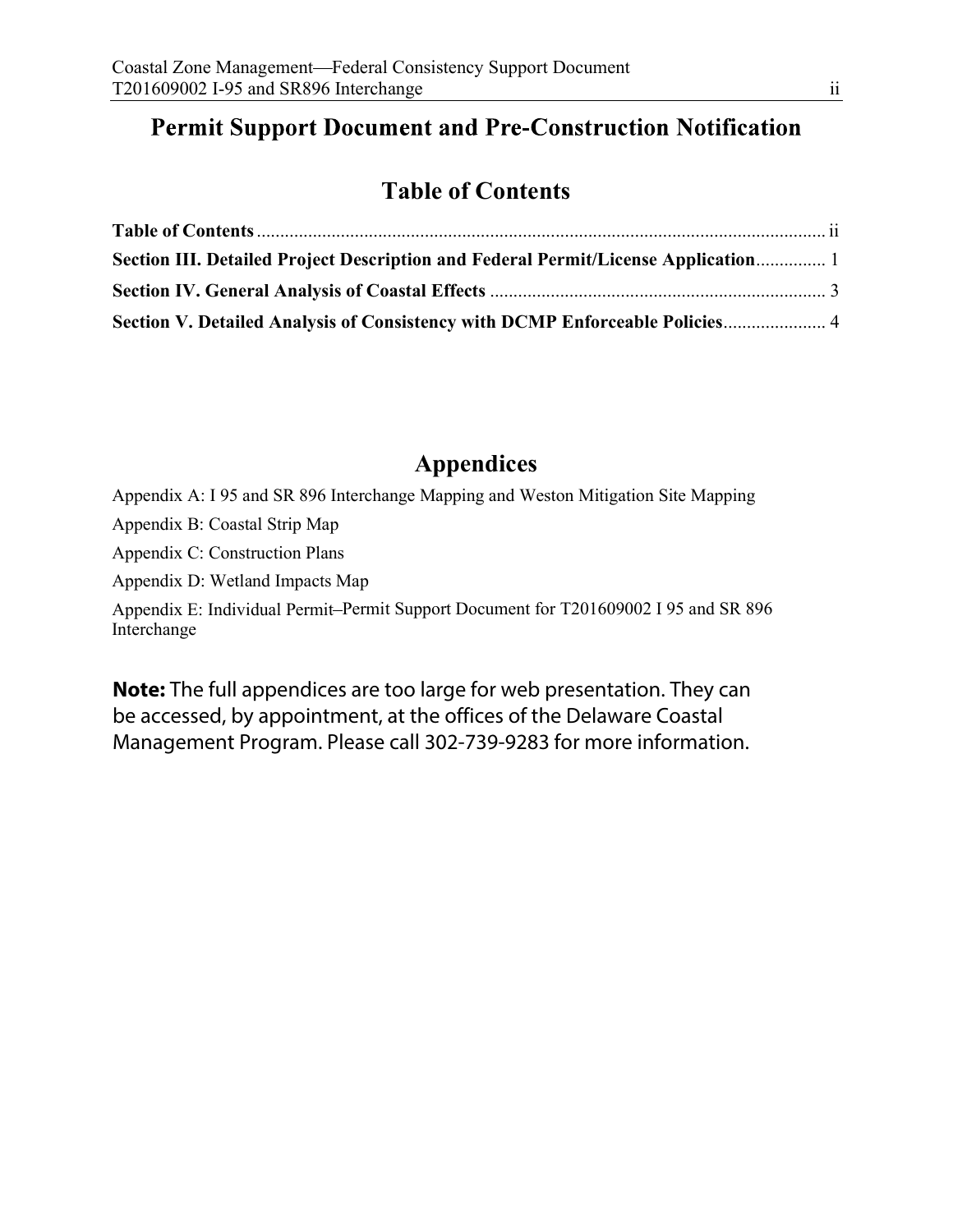# Permit Support Document and Pre-Construction Notification

## Table of Contents

**Table of Contents** .......... ii

**Section III. Detailed Project Description and Federal Permit/License Application** .......... 1

**Section IV. General Analysis of Coastal Effects** .......... 3

**Section V. Detailed Analysis of Consistency with DCMP Enforceable Policies** .......... 4

## Appendices

Appendix A: I 95 and SR 896 Interchange Mapping and Weston Mitigation Site Mapping

Appendix B: Coastal Strip Map

Appendix C: Construction Plans

Appendix D: Wetland Impacts Map

Appendix E: Individual Permit–Permit Support Document for T201609002 I 95 and SR 896 Interchange

**Note:** The full appendices are too large for web presentation. They can be accessed, by appointment, at the offices of the Delaware Coastal Management Program. Please call 302-739-9283 for more information.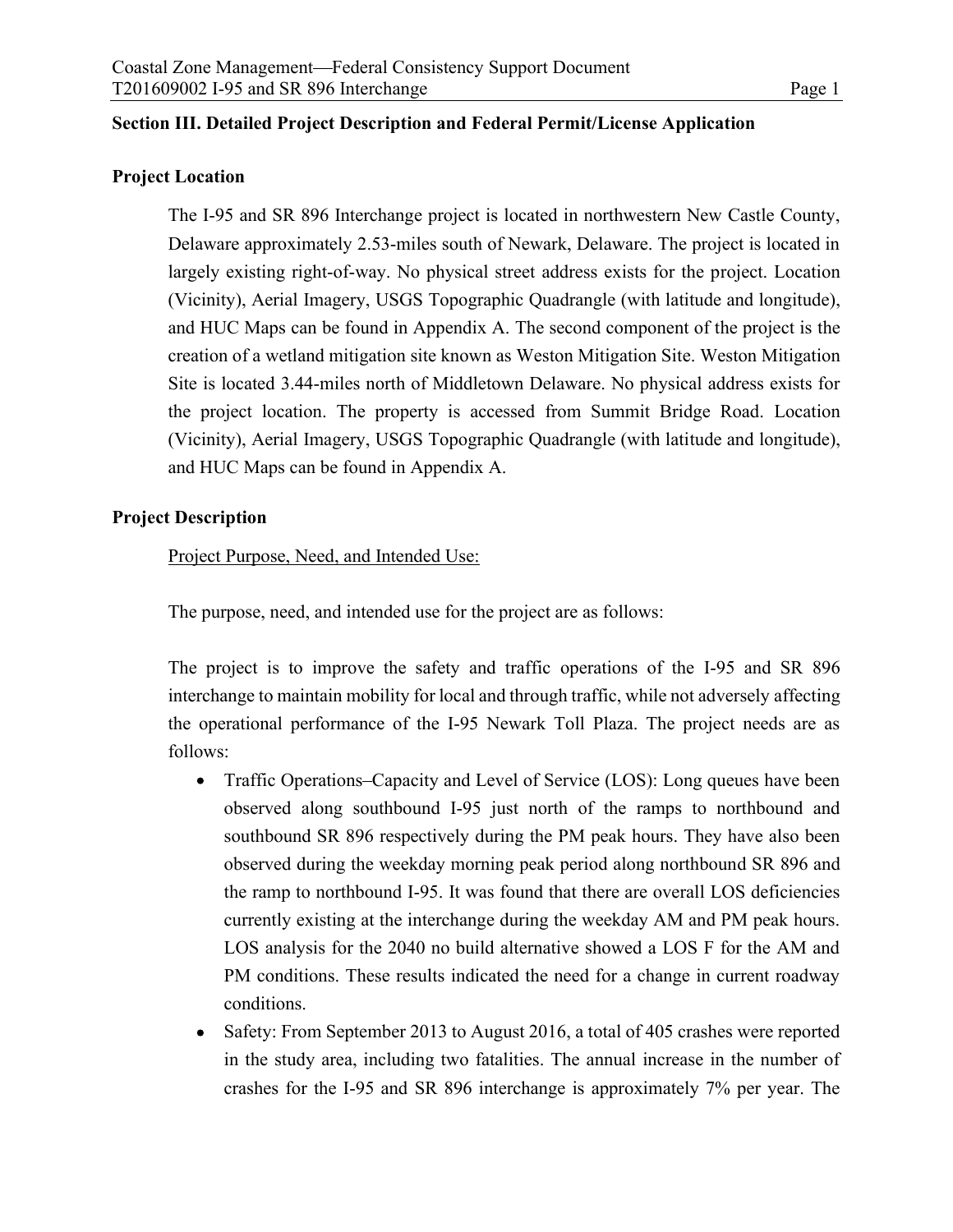**Section III. Detailed Project Description and Federal Permit/License Application**

**Project Location**

The I-95 and SR 896 Interchange project is located in northwestern New Castle County, Delaware approximately 2.53-miles south of Newark, Delaware. The project is located in largely existing right-of-way. No physical street address exists for the project. Location (Vicinity), Aerial Imagery, USGS Topographic Quadrangle (with latitude and longitude), and HUC Maps can be found in Appendix A. The second component of the project is the creation of a wetland mitigation site known as Weston Mitigation Site. Weston Mitigation Site is located 3.44-miles north of Middletown Delaware. No physical address exists for the project location. The property is accessed from Summit Bridge Road. Location (Vicinity), Aerial Imagery, USGS Topographic Quadrangle (with latitude and longitude), and HUC Maps can be found in Appendix A.

**Project Description**

Project Purpose, Need, and Intended Use:

The purpose, need, and intended use for the project are as follows:

The project is to improve the safety and traffic operations of the I-95 and SR 896 interchange to maintain mobility for local and through traffic, while not adversely affecting the operational performance of the I-95 Newark Toll Plaza. The project needs are as follows:

- Traffic Operations–Capacity and Level of Service (LOS): Long queues have been observed along southbound I-95 just north of the ramps to northbound and southbound SR 896 respectively during the PM peak hours. They have also been observed during the weekday morning peak period along northbound SR 896 and the ramp to northbound I-95. It was found that there are overall LOS deficiencies currently existing at the interchange during the weekday AM and PM peak hours. LOS analysis for the 2040 no build alternative showed a LOS F for the AM and PM conditions. These results indicated the need for a change in current roadway conditions.
- Safety: From September 2013 to August 2016, a total of 405 crashes were reported in the study area, including two fatalities. The annual increase in the number of crashes for the I-95 and SR 896 interchange is approximately 7% per year. The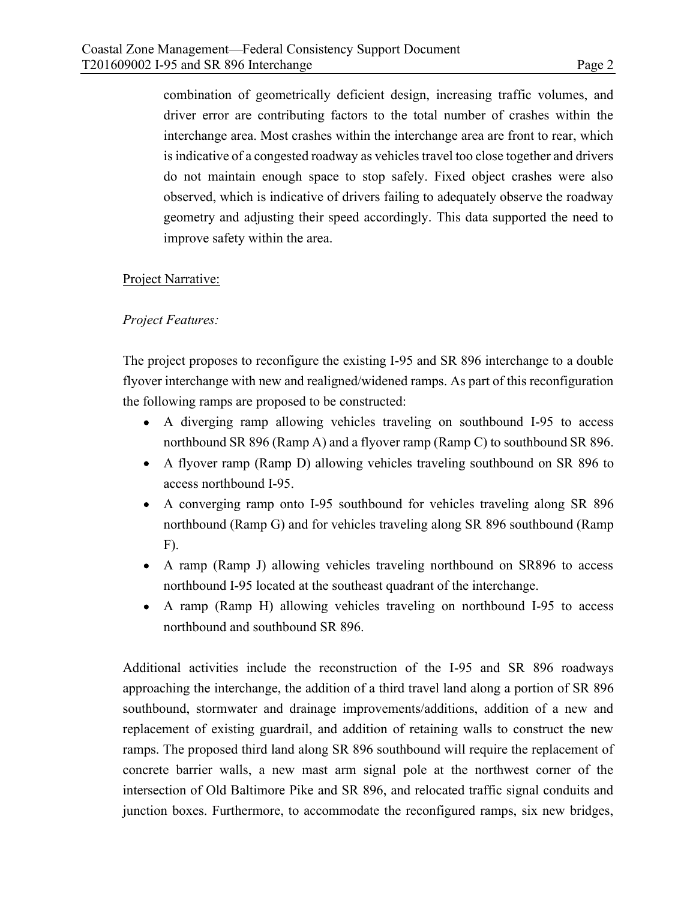combination of geometrically deficient design, increasing traffic volumes, and driver error are contributing factors to the total number of crashes within the interchange area. Most crashes within the interchange area are front to rear, which is indicative of a congested roadway as vehicles travel too close together and drivers do not maintain enough space to stop safely. Fixed object crashes were also observed, which is indicative of drivers failing to adequately observe the roadway geometry and adjusting their speed accordingly. This data supported the need to improve safety within the area.

<u>Project Narrative:</u>

*Project Features:*

The project proposes to reconfigure the existing I-95 and SR 896 interchange to a double flyover interchange with new and realigned/widened ramps. As part of this reconfiguration the following ramps are proposed to be constructed:

- A diverging ramp allowing vehicles traveling on southbound I-95 to access northbound SR 896 (Ramp A) and a flyover ramp (Ramp C) to southbound SR 896.
- A flyover ramp (Ramp D) allowing vehicles traveling southbound on SR 896 to access northbound I-95.
- A converging ramp onto I-95 southbound for vehicles traveling along SR 896 northbound (Ramp G) and for vehicles traveling along SR 896 southbound (Ramp F).
- A ramp (Ramp J) allowing vehicles traveling northbound on SR896 to access northbound I-95 located at the southeast quadrant of the interchange.
- A ramp (Ramp H) allowing vehicles traveling on northbound I-95 to access northbound and southbound SR 896.

Additional activities include the reconstruction of the I-95 and SR 896 roadways approaching the interchange, the addition of a third travel land along a portion of SR 896 southbound, stormwater and drainage improvements/additions, addition of a new and replacement of existing guardrail, and addition of retaining walls to construct the new ramps. The proposed third land along SR 896 southbound will require the replacement of concrete barrier walls, a new mast arm signal pole at the northwest corner of the intersection of Old Baltimore Pike and SR 896, and relocated traffic signal conduits and junction boxes. Furthermore, to accommodate the reconfigured ramps, six new bridges,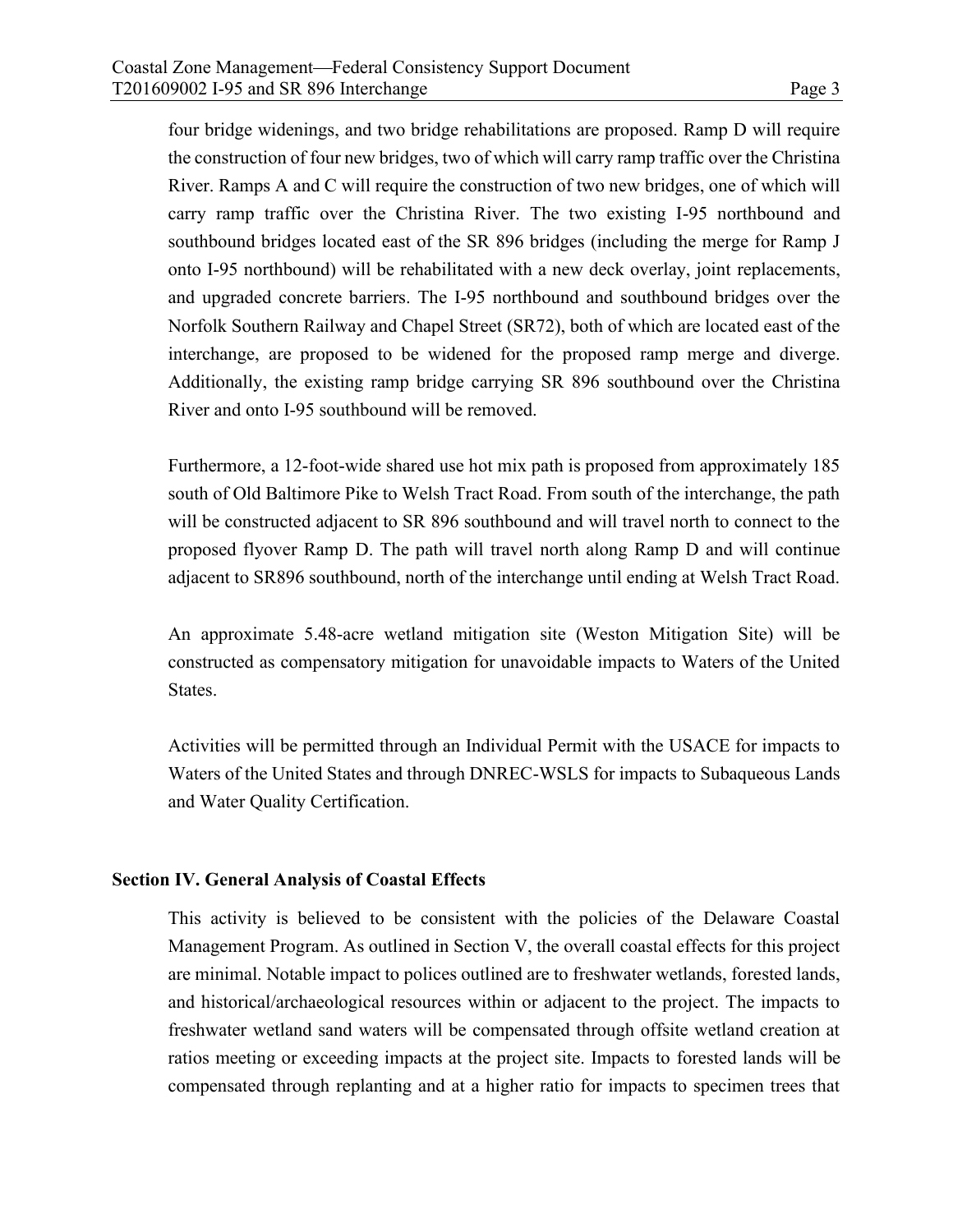four bridge widenings, and two bridge rehabilitations are proposed. Ramp D will require the construction of four new bridges, two of which will carry ramp traffic over the Christina River. Ramps A and C will require the construction of two new bridges, one of which will carry ramp traffic over the Christina River. The two existing I-95 northbound and southbound bridges located east of the SR 896 bridges (including the merge for Ramp J onto I-95 northbound) will be rehabilitated with a new deck overlay, joint replacements, and upgraded concrete barriers. The I-95 northbound and southbound bridges over the Norfolk Southern Railway and Chapel Street (SR72), both of which are located east of the interchange, are proposed to be widened for the proposed ramp merge and diverge. Additionally, the existing ramp bridge carrying SR 896 southbound over the Christina River and onto I-95 southbound will be removed.

Furthermore, a 12-foot-wide shared use hot mix path is proposed from approximately 185 south of Old Baltimore Pike to Welsh Tract Road. From south of the interchange, the path will be constructed adjacent to SR 896 southbound and will travel north to connect to the proposed flyover Ramp D. The path will travel north along Ramp D and will continue adjacent to SR896 southbound, north of the interchange until ending at Welsh Tract Road.

An approximate 5.48-acre wetland mitigation site (Weston Mitigation Site) will be constructed as compensatory mitigation for unavoidable impacts to Waters of the United States.

Activities will be permitted through an Individual Permit with the USACE for impacts to Waters of the United States and through DNREC-WSLS for impacts to Subaqueous Lands and Water Quality Certification.

## Section IV. General Analysis of Coastal Effects

This activity is believed to be consistent with the policies of the Delaware Coastal Management Program. As outlined in Section V, the overall coastal effects for this project are minimal. Notable impact to polices outlined are to freshwater wetlands, forested lands, and historical/archaeological resources within or adjacent to the project. The impacts to freshwater wetland sand waters will be compensated through offsite wetland creation at ratios meeting or exceeding impacts at the project site. Impacts to forested lands will be compensated through replanting and at a higher ratio for impacts to specimen trees that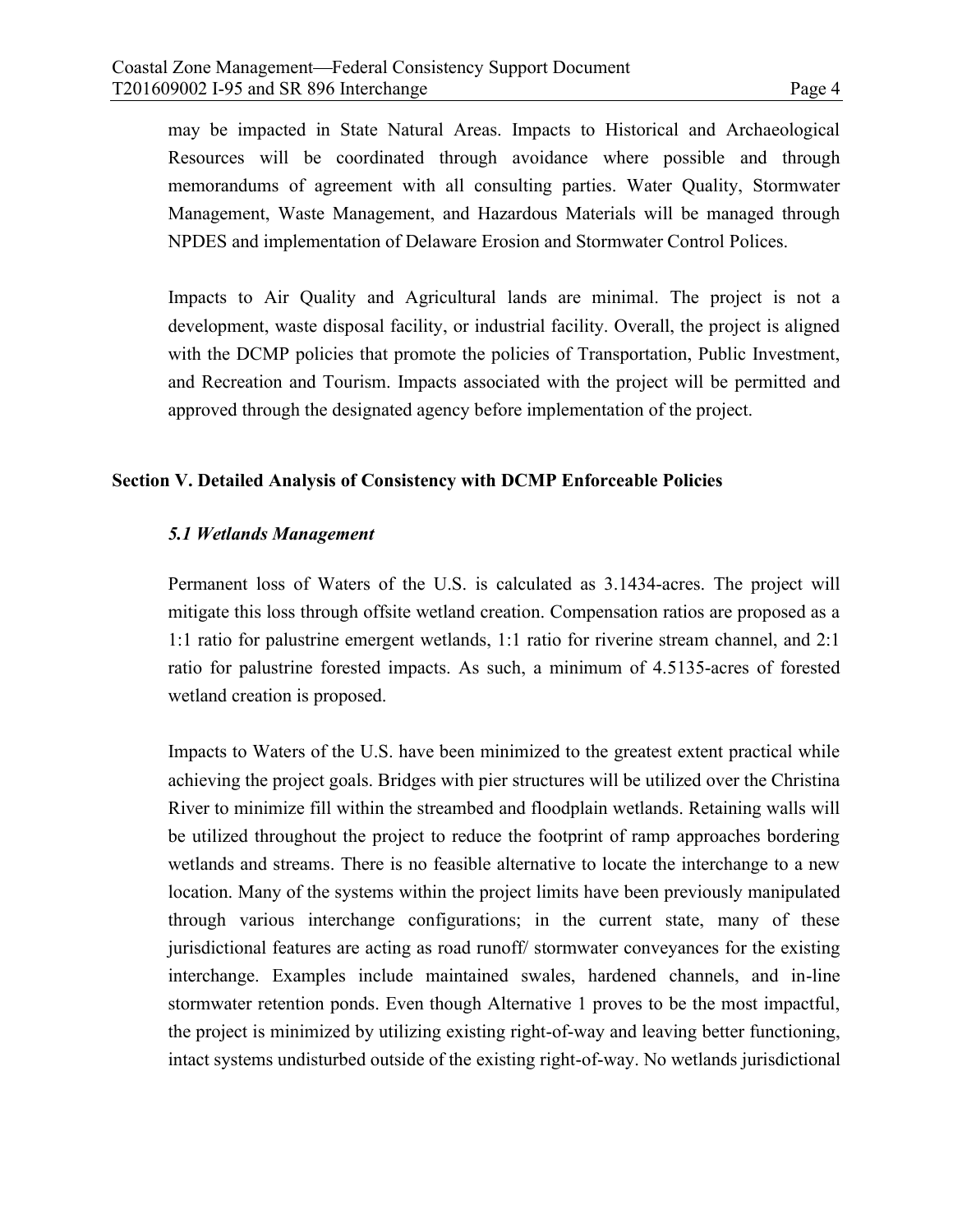may be impacted in State Natural Areas. Impacts to Historical and Archaeological Resources will be coordinated through avoidance where possible and through memorandums of agreement with all consulting parties. Water Quality, Stormwater Management, Waste Management, and Hazardous Materials will be managed through NPDES and implementation of Delaware Erosion and Stormwater Control Polices.

Impacts to Air Quality and Agricultural lands are minimal. The project is not a development, waste disposal facility, or industrial facility. Overall, the project is aligned with the DCMP policies that promote the policies of Transportation, Public Investment, and Recreation and Tourism. Impacts associated with the project will be permitted and approved through the designated agency before implementation of the project.

## Section V. Detailed Analysis of Consistency with DCMP Enforceable Policies

### *5.1 Wetlands Management*

Permanent loss of Waters of the U.S. is calculated as 3.1434-acres. The project will mitigate this loss through offsite wetland creation. Compensation ratios are proposed as a 1:1 ratio for palustrine emergent wetlands, 1:1 ratio for riverine stream channel, and 2:1 ratio for palustrine forested impacts. As such, a minimum of 4.5135-acres of forested wetland creation is proposed.

Impacts to Waters of the U.S. have been minimized to the greatest extent practical while achieving the project goals. Bridges with pier structures will be utilized over the Christina River to minimize fill within the streambed and floodplain wetlands. Retaining walls will be utilized throughout the project to reduce the footprint of ramp approaches bordering wetlands and streams. There is no feasible alternative to locate the interchange to a new location. Many of the systems within the project limits have been previously manipulated through various interchange configurations; in the current state, many of these jurisdictional features are acting as road runoff/ stormwater conveyances for the existing interchange. Examples include maintained swales, hardened channels, and in-line stormwater retention ponds. Even though Alternative 1 proves to be the most impactful, the project is minimized by utilizing existing right-of-way and leaving better functioning, intact systems undisturbed outside of the existing right-of-way. No wetlands jurisdictional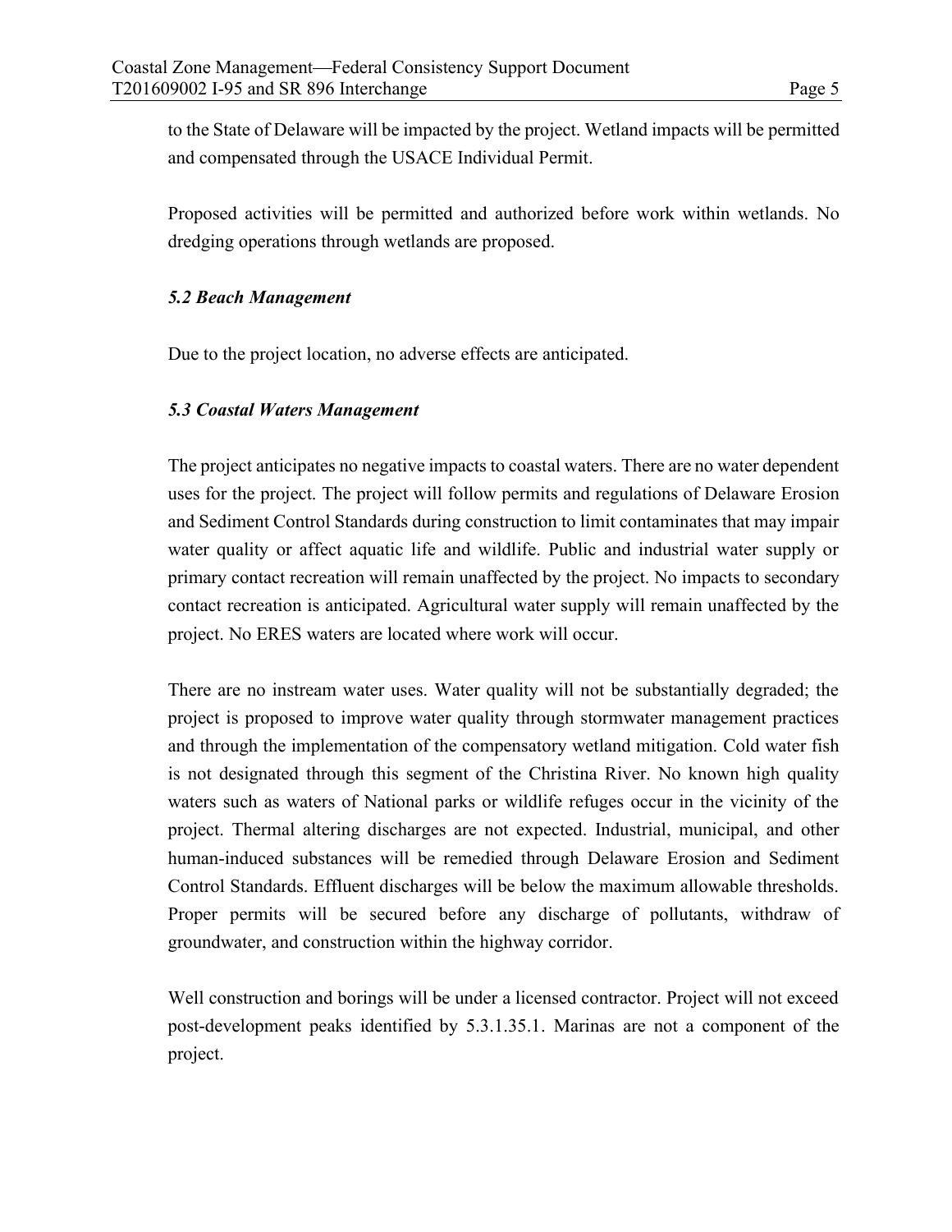to the State of Delaware will be impacted by the project. Wetland impacts will be permitted and compensated through the USACE Individual Permit.

Proposed activities will be permitted and authorized before work within wetlands. No dredging operations through wetlands are proposed.

### *5.2 Beach Management*

Due to the project location, no adverse effects are anticipated.

### *5.3 Coastal Waters Management*

The project anticipates no negative impacts to coastal waters. There are no water dependent uses for the project. The project will follow permits and regulations of Delaware Erosion and Sediment Control Standards during construction to limit contaminates that may impair water quality or affect aquatic life and wildlife. Public and industrial water supply or primary contact recreation will remain unaffected by the project. No impacts to secondary contact recreation is anticipated. Agricultural water supply will remain unaffected by the project. No ERES waters are located where work will occur.

There are no instream water uses. Water quality will not be substantially degraded; the project is proposed to improve water quality through stormwater management practices and through the implementation of the compensatory wetland mitigation. Cold water fish is not designated through this segment of the Christina River. No known high quality waters such as waters of National parks or wildlife refuges occur in the vicinity of the project. Thermal altering discharges are not expected. Industrial, municipal, and other human-induced substances will be remedied through Delaware Erosion and Sediment Control Standards. Effluent discharges will be below the maximum allowable thresholds. Proper permits will be secured before any discharge of pollutants, withdraw of groundwater, and construction within the highway corridor.

Well construction and borings will be under a licensed contractor. Project will not exceed post-development peaks identified by 5.3.1.35.1. Marinas are not a component of the project.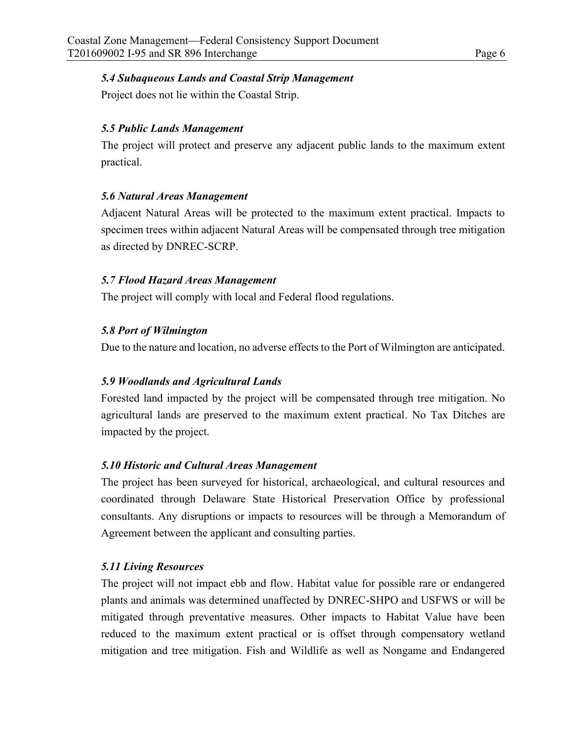### *5.4 Subaqueous Lands and Coastal Strip Management*

Project does not lie within the Coastal Strip.

### *5.5 Public Lands Management*

The project will protect and preserve any adjacent public lands to the maximum extent practical.

### *5.6 Natural Areas Management*

Adjacent Natural Areas will be protected to the maximum extent practical. Impacts to specimen trees within adjacent Natural Areas will be compensated through tree mitigation as directed by DNREC-SCRP.

### *5.7 Flood Hazard Areas Management*

The project will comply with local and Federal flood regulations.

### *5.8 Port of Wilmington*

Due to the nature and location, no adverse effects to the Port of Wilmington are anticipated.

### *5.9 Woodlands and Agricultural Lands*

Forested land impacted by the project will be compensated through tree mitigation. No agricultural lands are preserved to the maximum extent practical. No Tax Ditches are impacted by the project.

### *5.10 Historic and Cultural Areas Management*

The project has been surveyed for historical, archaeological, and cultural resources and coordinated through Delaware State Historical Preservation Office by professional consultants. Any disruptions or impacts to resources will be through a Memorandum of Agreement between the applicant and consulting parties.

### *5.11 Living Resources*

The project will not impact ebb and flow. Habitat value for possible rare or endangered plants and animals was determined unaffected by DNREC-SHPO and USFWS or will be mitigated through preventative measures. Other impacts to Habitat Value have been reduced to the maximum extent practical or is offset through compensatory wetland mitigation and tree mitigation. Fish and Wildlife as well as Nongame and Endangered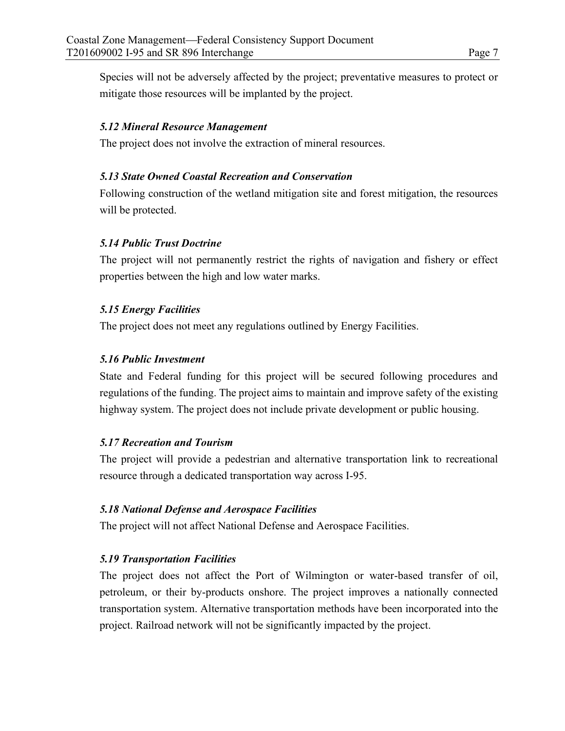Species will not be adversely affected by the project; preventative measures to protect or mitigate those resources will be implanted by the project.

### *5.12 Mineral Resource Management*

The project does not involve the extraction of mineral resources.

### *5.13 State Owned Coastal Recreation and Conservation*

Following construction of the wetland mitigation site and forest mitigation, the resources will be protected.

### *5.14 Public Trust Doctrine*

The project will not permanently restrict the rights of navigation and fishery or effect properties between the high and low water marks.

### *5.15 Energy Facilities*

The project does not meet any regulations outlined by Energy Facilities.

### *5.16 Public Investment*

State and Federal funding for this project will be secured following procedures and regulations of the funding. The project aims to maintain and improve safety of the existing highway system. The project does not include private development or public housing.

### *5.17 Recreation and Tourism*

The project will provide a pedestrian and alternative transportation link to recreational resource through a dedicated transportation way across I-95.

### *5.18 National Defense and Aerospace Facilities*

The project will not affect National Defense and Aerospace Facilities.

### *5.19 Transportation Facilities*

The project does not affect the Port of Wilmington or water-based transfer of oil, petroleum, or their by-products onshore. The project improves a nationally connected transportation system. Alternative transportation methods have been incorporated into the project. Railroad network will not be significantly impacted by the project.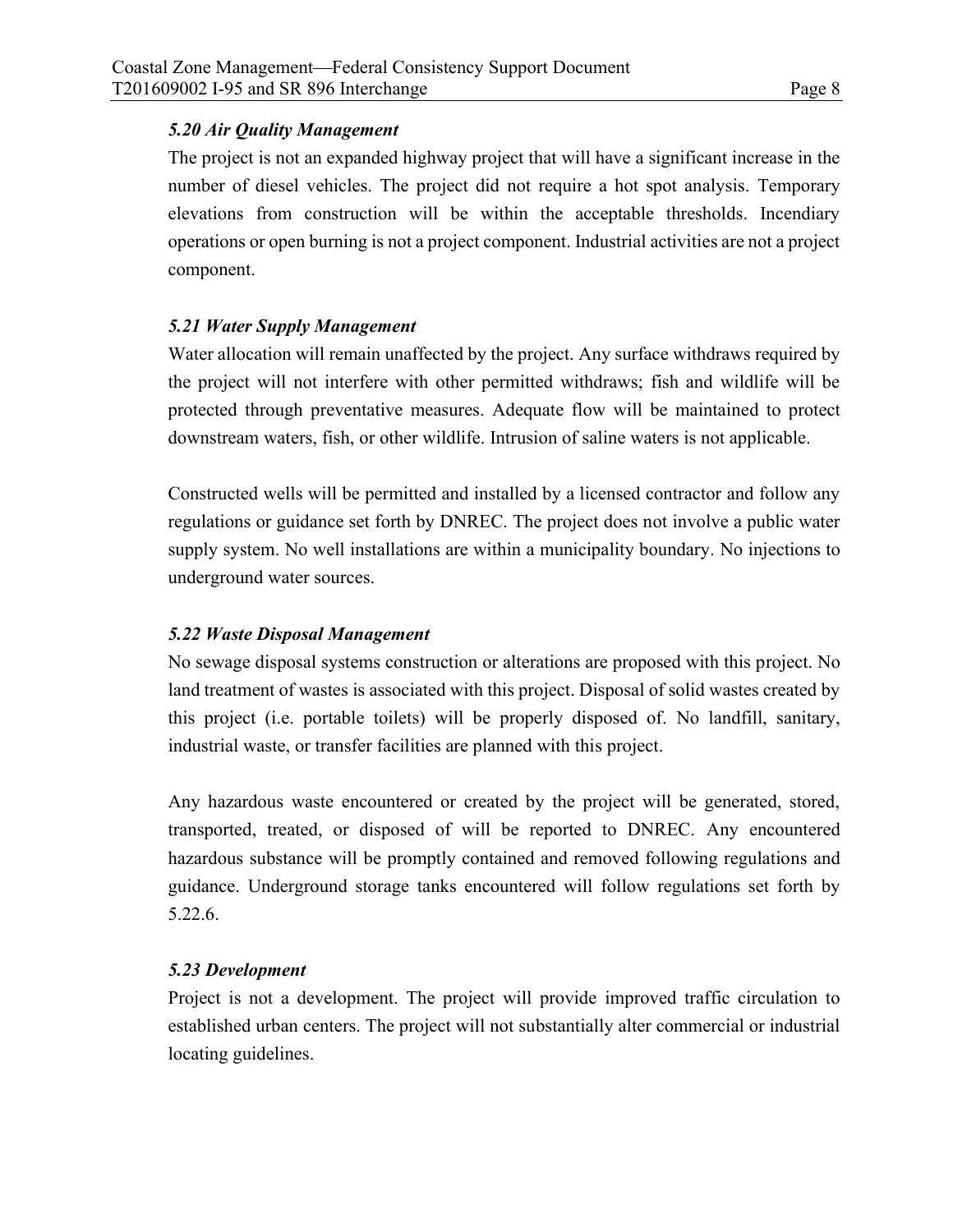### *5.20 Air Quality Management*

The project is not an expanded highway project that will have a significant increase in the number of diesel vehicles. The project did not require a hot spot analysis. Temporary elevations from construction will be within the acceptable thresholds. Incendiary operations or open burning is not a project component. Industrial activities are not a project component.

### *5.21 Water Supply Management*

Water allocation will remain unaffected by the project. Any surface withdraws required by the project will not interfere with other permitted withdraws; fish and wildlife will be protected through preventative measures. Adequate flow will be maintained to protect downstream waters, fish, or other wildlife. Intrusion of saline waters is not applicable.

Constructed wells will be permitted and installed by a licensed contractor and follow any regulations or guidance set forth by DNREC. The project does not involve a public water supply system. No well installations are within a municipality boundary. No injections to underground water sources.

### *5.22 Waste Disposal Management*

No sewage disposal systems construction or alterations are proposed with this project. No land treatment of wastes is associated with this project. Disposal of solid wastes created by this project (i.e. portable toilets) will be properly disposed of. No landfill, sanitary, industrial waste, or transfer facilities are planned with this project.

Any hazardous waste encountered or created by the project will be generated, stored, transported, treated, or disposed of will be reported to DNREC. Any encountered hazardous substance will be promptly contained and removed following regulations and guidance. Underground storage tanks encountered will follow regulations set forth by 5.22.6.

### *5.23 Development*

Project is not a development. The project will provide improved traffic circulation to established urban centers. The project will not substantially alter commercial or industrial locating guidelines.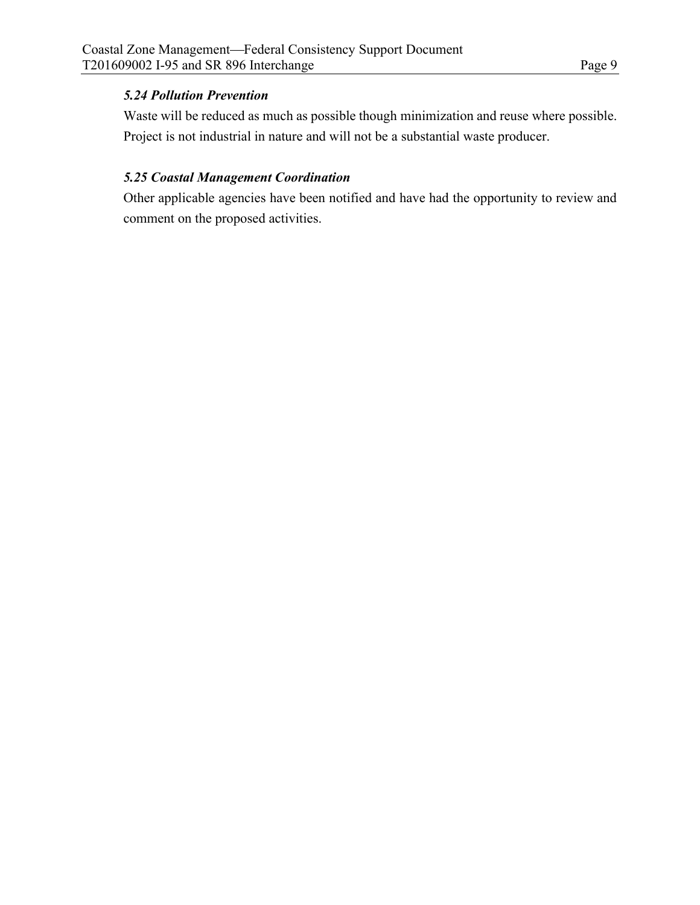***5.24 Pollution Prevention***

Waste will be reduced as much as possible though minimization and reuse where possible. Project is not industrial in nature and will not be a substantial waste producer.

***5.25 Coastal Management Coordination***

Other applicable agencies have been notified and have had the opportunity to review and comment on the proposed activities.